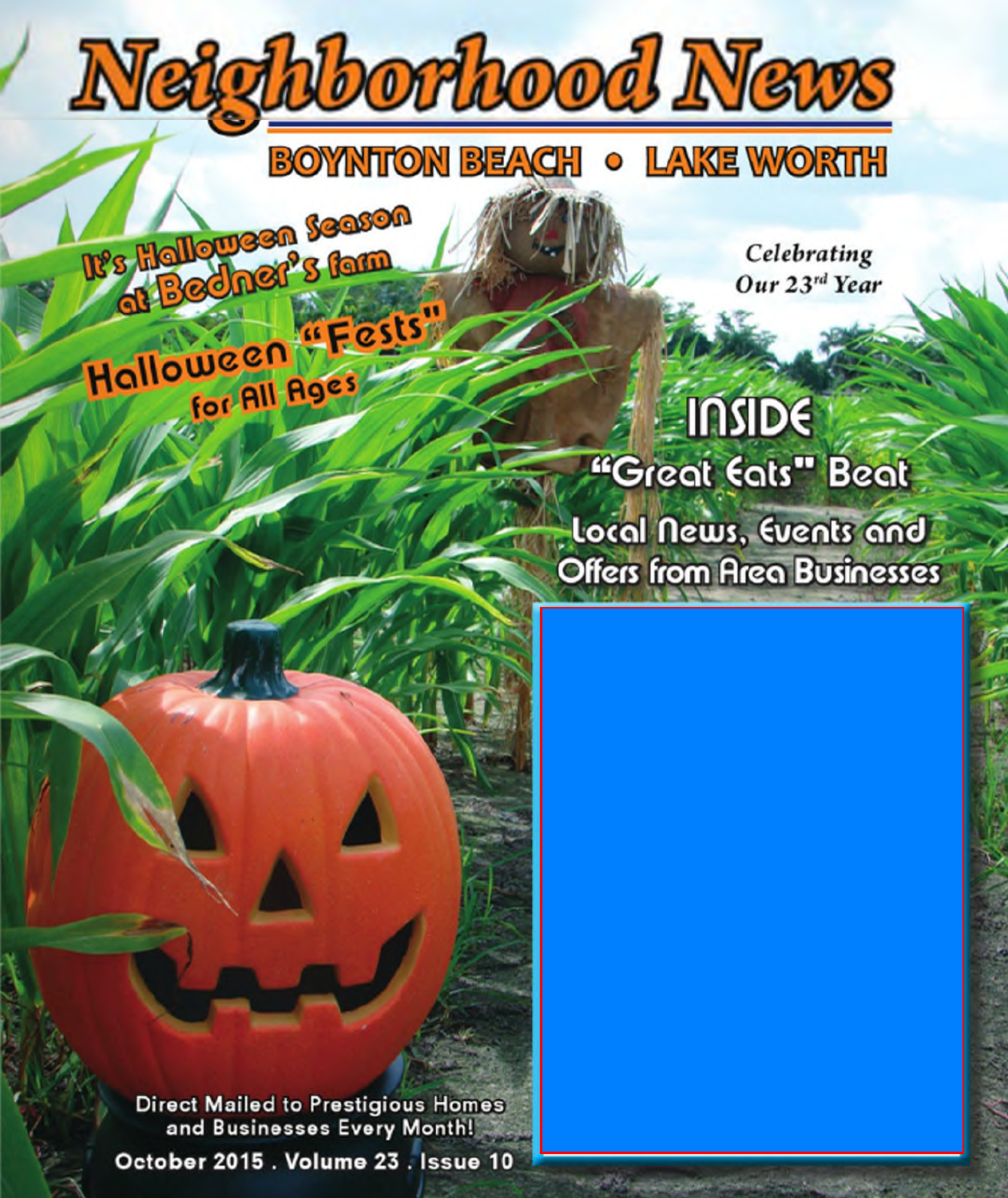# Neighborhood News

## BOYNTON BEACH • LAKE WORTH

It's Halloween Season at Bedner's farm

Halloween "Fests" for All Ages

*Celebrating Our 23rd Year*

## INSIDE

"Great Eats" Beat

Local News, Events and Offers from Area Businesses

Direct Mailed to Prestigious Homes and Businesses Every Month!

October 2015 . Volume 23 . Issue 10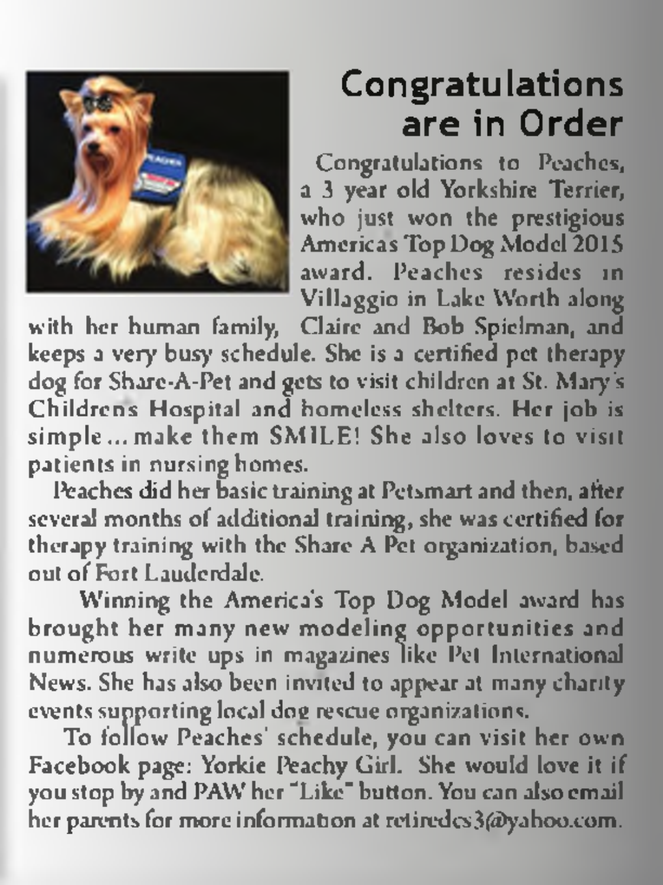# Congratulations are in Order

Congratulations to Peaches, a 3 year old Yorkshire Terrier, who just won the prestigious Americas Top Dog Model 2015 award. Peaches resides in Villaggio in Lake Worth along with her human family, Claire and Bob Spielman, and keeps a very busy schedule. She is a certified pet therapy dog for Share-A-Pet and gets to visit children at St. Mary's Childrens Hospital and homeless shelters. Her job is simple ... make them SMILE! She also loves to visit patients in nursing homes.

Peaches did her basic training at Petsmart and then, after several months of additional training, she was certified for therapy training with the Share A Pet organization, based out of Fort Lauderdale.

Winning the America's Top Dog Model award has brought her many new modeling opportunities and numerous write ups in magazines like Pet International News. She has also been invited to appear at many charity events supporting local dog rescue organizations.

To follow Peaches' schedule, you can visit her own Facebook page: Yorkie Peachy Girl. She would love it if you stop by and PAW her "Like" button. You can also email her parents for more information at retiredcs3@yahoo.com.